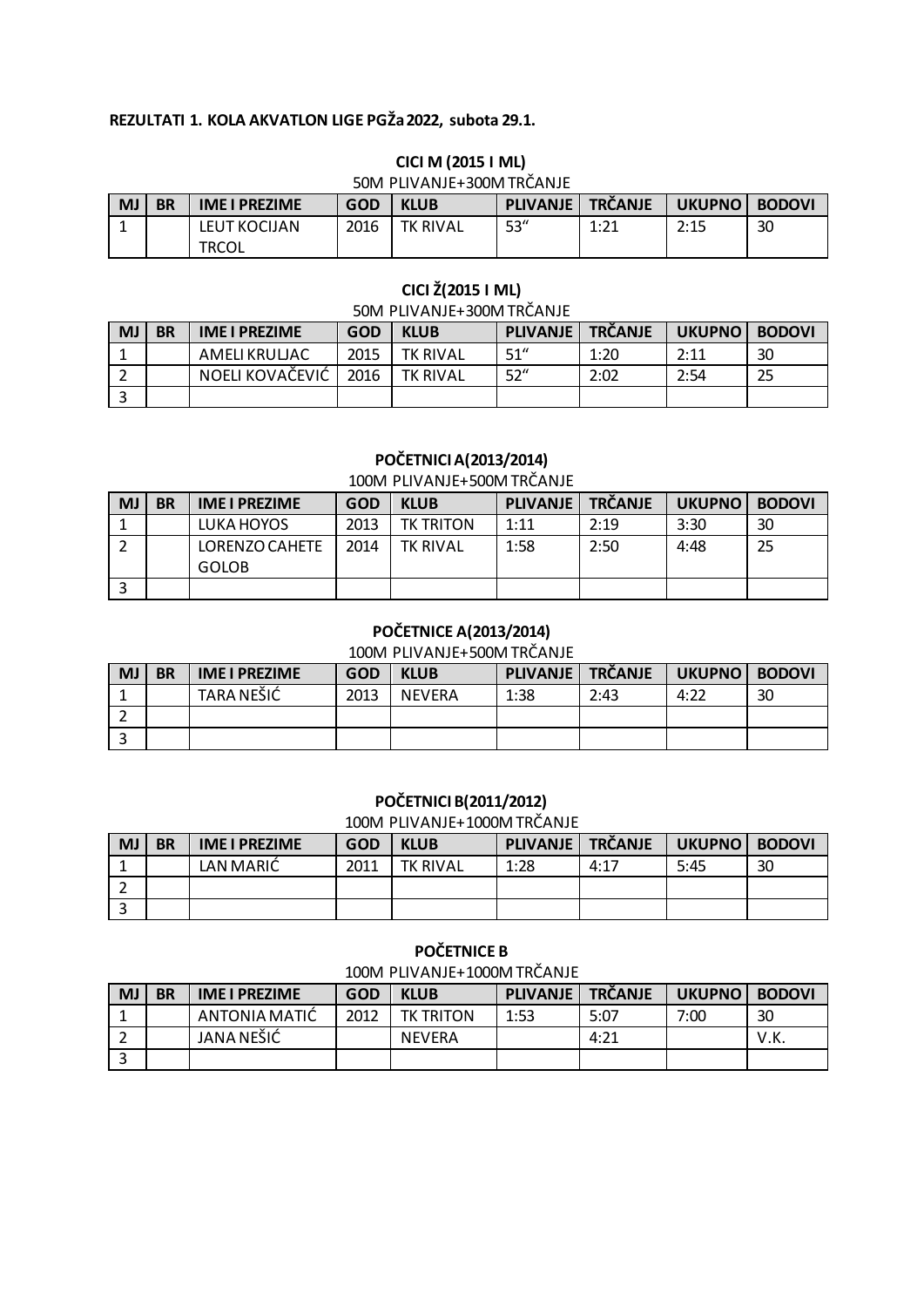**REZULTATI 1. KOLA AKVATLON LIGE PGŽa 2022, subota 29.1.**

### CICI M (2015 I ML)

50M PLIVANJE+300M TRČANJE

| MJ | BR | IME I PREZIME | GOD | KLUB | PLIVANJE | TRČANJE | UKUPNO | BODOVI |
|---|---|---|---|---|---|---|---|---|
| 1 | | LEUT KOCIJAN TRCOL | 2016 | TK RIVAL | 53" | 1:21 | 2:15 | 30 |

### CICI Ž(2015 I ML)

50M PLIVANJE+300M TRČANJE

| MJ | BR | IME I PREZIME | GOD | KLUB | PLIVANJE | TRČANJE | UKUPNO | BODOVI |
|---|---|---|---|---|---|---|---|---|
| 1 | | AMELI KRULJAC | 2015 | TK RIVAL | 51" | 1:20 | 2:11 | 30 |
| 2 | | NOELI KOVAČEVIĆ | 2016 | TK RIVAL | 52" | 2:02 | 2:54 | 25 |
| 3 | | | | | | | | |

### POČETNICI A(2013/2014)

100M PLIVANJE+500M TRČANJE

| MJ | BR | IME I PREZIME | GOD | KLUB | PLIVANJE | TRČANJE | UKUPNO | BODOVI |
|---|---|---|---|---|---|---|---|---|
| 1 | | LUKA HOYOS | 2013 | TK TRITON | 1:11 | 2:19 | 3:30 | 30 |
| 2 | | LORENZO CAHETE GOLOB | 2014 | TK RIVAL | 1:58 | 2:50 | 4:48 | 25 |
| 3 | | | | | | | | |

### POČETNICE A(2013/2014)

100M PLIVANJE+500M TRČANJE

| MJ | BR | IME I PREZIME | GOD | KLUB | PLIVANJE | TRČANJE | UKUPNO | BODOVI |
|---|---|---|---|---|---|---|---|---|
| 1 | | TARA NEŠIĆ | 2013 | NEVERA | 1:38 | 2:43 | 4:22 | 30 |
| 2 | | | | | | | | |
| 3 | | | | | | | | |

### POČETNICI B(2011/2012)

100M PLIVANJE+1000M TRČANJE

| MJ | BR | IME I PREZIME | GOD | KLUB | PLIVANJE | TRČANJE | UKUPNO | BODOVI |
|---|---|---|---|---|---|---|---|---|
| 1 | | LAN MARIĆ | 2011 | TK RIVAL | 1:28 | 4:17 | 5:45 | 30 |
| 2 | | | | | | | | |
| 3 | | | | | | | | |

### POČETNICE B

100M PLIVANJE+1000M TRČANJE

| MJ | BR | IME I PREZIME | GOD | KLUB | PLIVANJE | TRČANJE | UKUPNO | BODOVI |
|---|---|---|---|---|---|---|---|---|
| 1 | | ANTONIA MATIĆ | 2012 | TK TRITON | 1:53 | 5:07 | 7:00 | 30 |
| 2 | | JANA NEŠIĆ | | NEVERA | | 4:21 | | V.K. |
| 3 | | | | | | | | |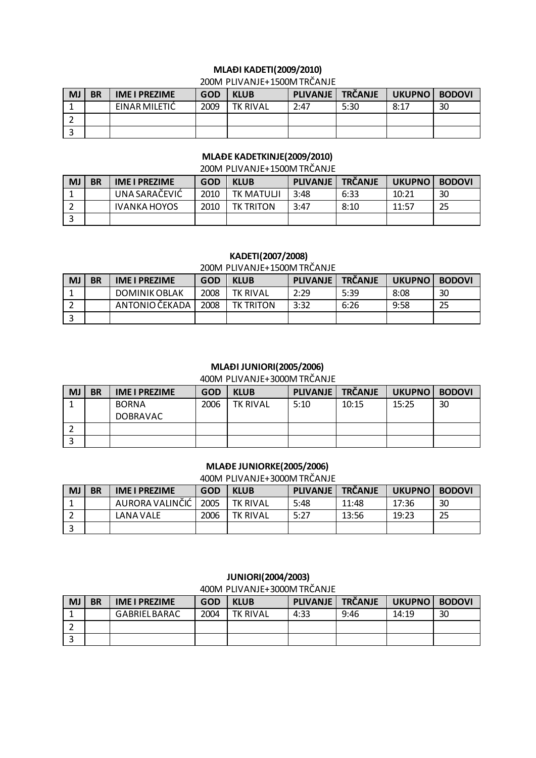**MLAĐI KADETI(2009/2010)**

200M PLIVANJE+1500M TRČANJE

| MJ | BR | IME I PREZIME | GOD | KLUB | PLIVANJE | TRČANJE | UKUPNO | BODOVI |
|---|---|---|---|---|---|---|---|---|
| 1 | | EINAR MILETIĆ | 2009 | TK RIVAL | 2:47 | 5:30 | 8:17 | 30 |
| 2 | | | | | | | | |
| 3 | | | | | | | | |

**MLAĐE KADETKINJE(2009/2010)**

200M PLIVANJE+1500M TRČANJE

| MJ | BR | IME I PREZIME | GOD | KLUB | PLIVANJE | TRČANJE | UKUPNO | BODOVI |
|---|---|---|---|---|---|---|---|---|
| 1 | | UNA SARAČEVIĆ | 2010 | TK MATULJI | 3:48 | 6:33 | 10:21 | 30 |
| 2 | | IVANKA HOYOS | 2010 | TK TRITON | 3:47 | 8:10 | 11:57 | 25 |
| 3 | | | | | | | | |

**KADETI(2007/2008)**

200M PLIVANJE+1500M TRČANJE

| MJ | BR | IME I PREZIME | GOD | KLUB | PLIVANJE | TRČANJE | UKUPNO | BODOVI |
|---|---|---|---|---|---|---|---|---|
| 1 | | DOMINIK OBLAK | 2008 | TK RIVAL | 2:29 | 5:39 | 8:08 | 30 |
| 2 | | ANTONIO ČEKADA | 2008 | TK TRITON | 3:32 | 6:26 | 9:58 | 25 |
| 3 | | | | | | | | |

**MLAĐI JUNIORI(2005/2006)**

400M PLIVANJE+3000M TRČANJE

| MJ | BR | IME I PREZIME | GOD | KLUB | PLIVANJE | TRČANJE | UKUPNO | BODOVI |
|---|---|---|---|---|---|---|---|---|
| 1 | | BORNA DOBRAVAC | 2006 | TK RIVAL | 5:10 | 10:15 | 15:25 | 30 |
| 2 | | | | | | | | |
| 3 | | | | | | | | |

**MLAĐE JUNIORKE(2005/2006)**

400M PLIVANJE+3000M TRČANJE

| MJ | BR | IME I PREZIME | GOD | KLUB | PLIVANJE | TRČANJE | UKUPNO | BODOVI |
|---|---|---|---|---|---|---|---|---|
| 1 | | AURORA VALINČIĆ | 2005 | TK RIVAL | 5:48 | 11:48 | 17:36 | 30 |
| 2 | | LANA VALE | 2006 | TK RIVAL | 5:27 | 13:56 | 19:23 | 25 |
| 3 | | | | | | | | |

**JUNIORI(2004/2003)**

400M PLIVANJE+3000M TRČANJE

| MJ | BR | IME I PREZIME | GOD | KLUB | PLIVANJE | TRČANJE | UKUPNO | BODOVI |
|---|---|---|---|---|---|---|---|---|
| 1 | | GABRIEL BARAC | 2004 | TK RIVAL | 4:33 | 9:46 | 14:19 | 30 |
| 2 | | | | | | | | |
| 3 | | | | | | | | |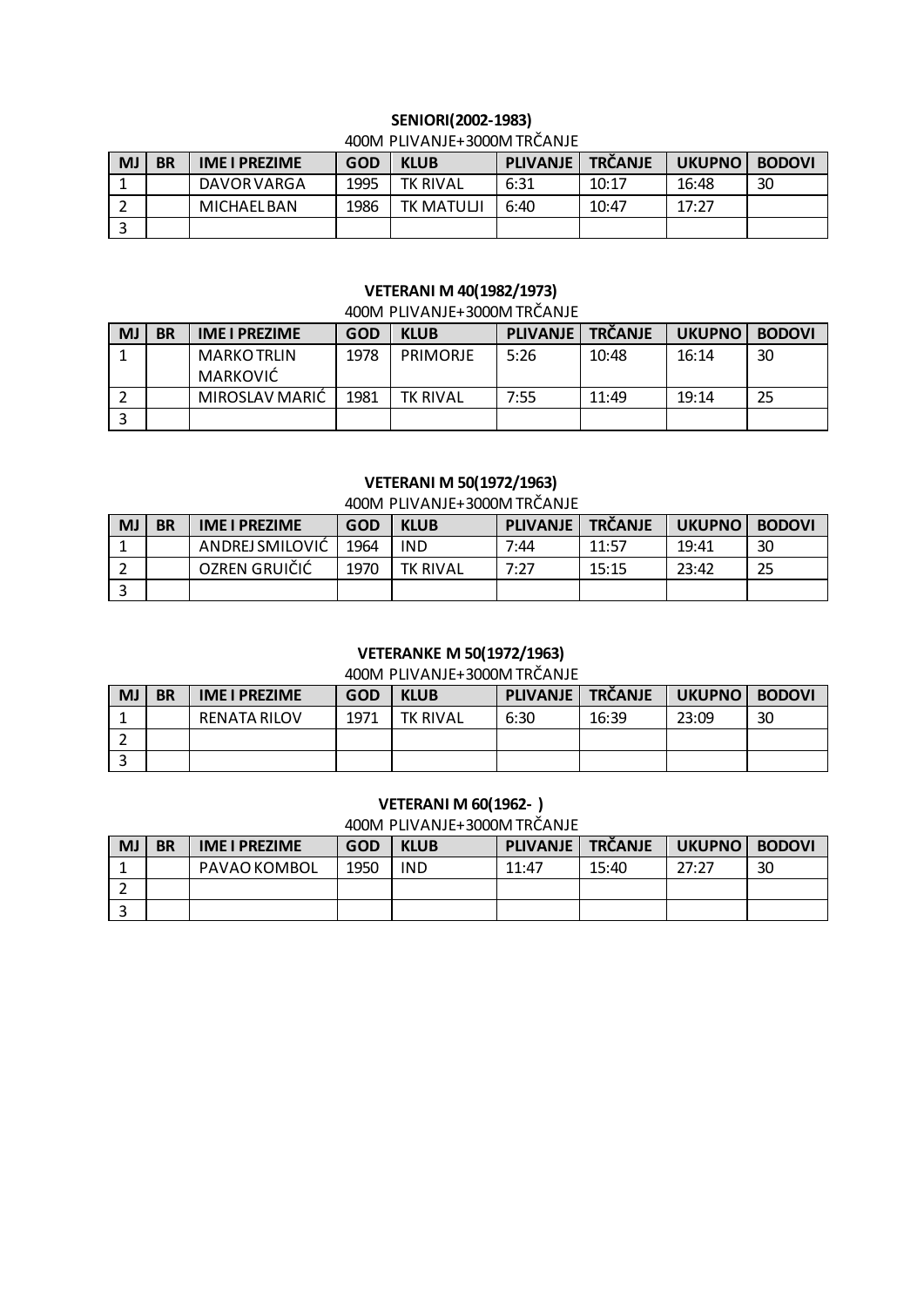**SENIORI(2002-1983)**

400M PLIVANJE+3000M TRČANJE

| MJ | BR | IME I PREZIME | GOD | KLUB | PLIVANJE | TRČANJE | UKUPNO | BODOVI |
|---|---|---|---|---|---|---|---|---|
| 1 | | DAVOR VARGA | 1995 | TK RIVAL | 6:31 | 10:17 | 16:48 | 30 |
| 2 | | MICHAEL BAN | 1986 | TK MATULJI | 6:40 | 10:47 | 17:27 | |
| 3 | | | | | | | | |

**VETERANI M 40(1982/1973)**

400M PLIVANJE+3000M TRČANJE

| MJ | BR | IME I PREZIME | GOD | KLUB | PLIVANJE | TRČANJE | UKUPNO | BODOVI |
|---|---|---|---|---|---|---|---|---|
| 1 | | MARKO TRLIN MARKOVIĆ | 1978 | PRIMORJE | 5:26 | 10:48 | 16:14 | 30 |
| 2 | | MIROSLAV MARIĆ | 1981 | TK RIVAL | 7:55 | 11:49 | 19:14 | 25 |
| 3 | | | | | | | | |

**VETERANI M 50(1972/1963)**

400M PLIVANJE+3000M TRČANJE

| MJ | BR | IME I PREZIME | GOD | KLUB | PLIVANJE | TRČANJE | UKUPNO | BODOVI |
|---|---|---|---|---|---|---|---|---|
| 1 | | ANDREJ SMILOVIĆ | 1964 | IND | 7:44 | 11:57 | 19:41 | 30 |
| 2 | | OZREN GRUIČIĆ | 1970 | TK RIVAL | 7:27 | 15:15 | 23:42 | 25 |
| 3 | | | | | | | | |

**VETERANKE M 50(1972/1963)**

400M PLIVANJE+3000M TRČANJE

| MJ | BR | IME I PREZIME | GOD | KLUB | PLIVANJE | TRČANJE | UKUPNO | BODOVI |
|---|---|---|---|---|---|---|---|---|
| 1 | | RENATA RILOV | 1971 | TK RIVAL | 6:30 | 16:39 | 23:09 | 30 |
| 2 | | | | | | | | |
| 3 | | | | | | | | |

**VETERANI M 60(1962- )**

400M PLIVANJE+3000M TRČANJE

| MJ | BR | IME I PREZIME | GOD | KLUB | PLIVANJE | TRČANJE | UKUPNO | BODOVI |
|---|---|---|---|---|---|---|---|---|
| 1 | | PAVAO KOMBOL | 1950 | IND | 11:47 | 15:40 | 27:27 | 30 |
| 2 | | | | | | | | |
| 3 | | | | | | | | |